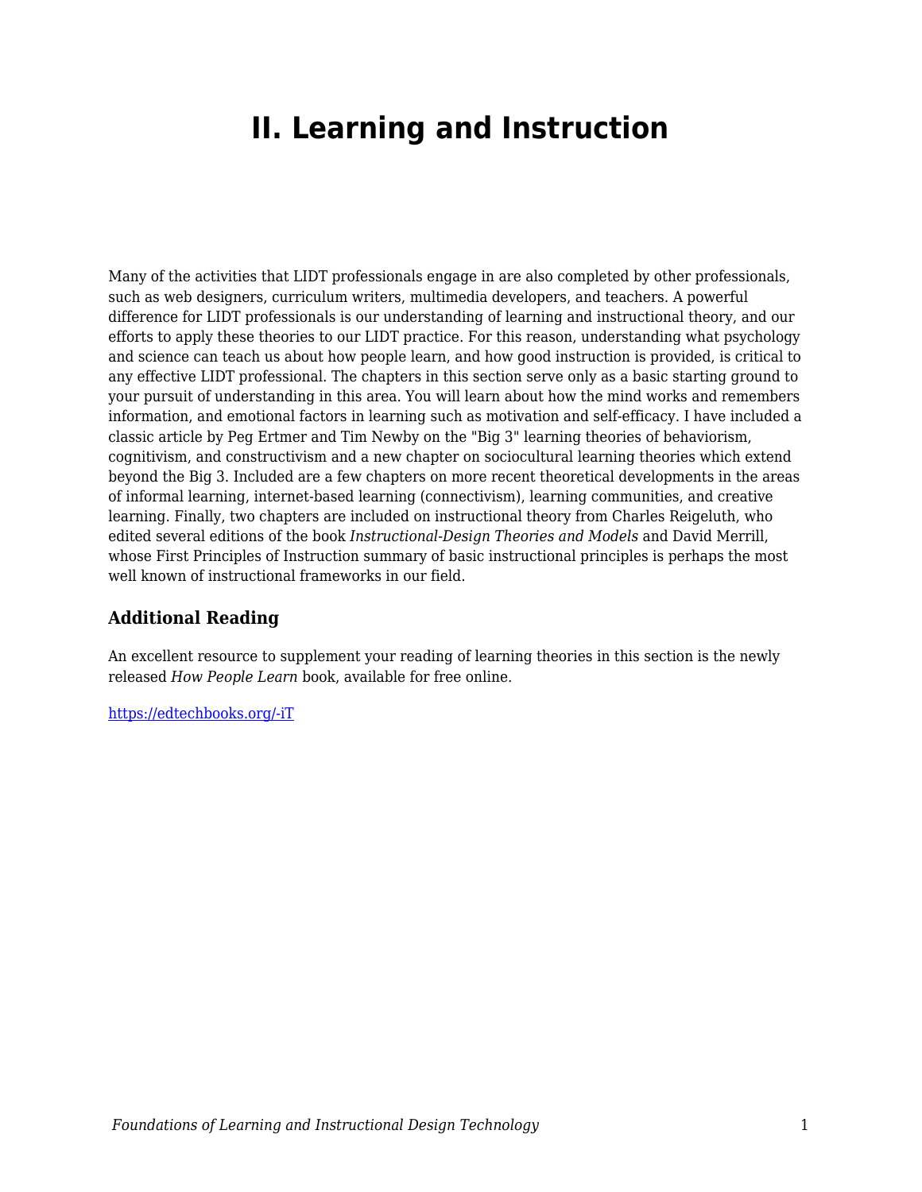# II. Learning and Instruction

Many of the activities that LIDT professionals engage in are also completed by other professionals, such as web designers, curriculum writers, multimedia developers, and teachers. A powerful difference for LIDT professionals is our understanding of learning and instructional theory, and our efforts to apply these theories to our LIDT practice. For this reason, understanding what psychology and science can teach us about how people learn, and how good instruction is provided, is critical to any effective LIDT professional. The chapters in this section serve only as a basic starting ground to your pursuit of understanding in this area. You will learn about how the mind works and remembers information, and emotional factors in learning such as motivation and self-efficacy. I have included a classic article by Peg Ertmer and Tim Newby on the "Big 3" learning theories of behaviorism, cognitivism, and constructivism and a new chapter on sociocultural learning theories which extend beyond the Big 3. Included are a few chapters on more recent theoretical developments in the areas of informal learning, internet-based learning (connectivism), learning communities, and creative learning. Finally, two chapters are included on instructional theory from Charles Reigeluth, who edited several editions of the book *Instructional-Design Theories and Models* and David Merrill, whose First Principles of Instruction summary of basic instructional principles is perhaps the most well known of instructional frameworks in our field.

### Additional Reading

An excellent resource to supplement your reading of learning theories in this section is the newly released *How People Learn* book, available for free online.

https://edtechbooks.org/-iT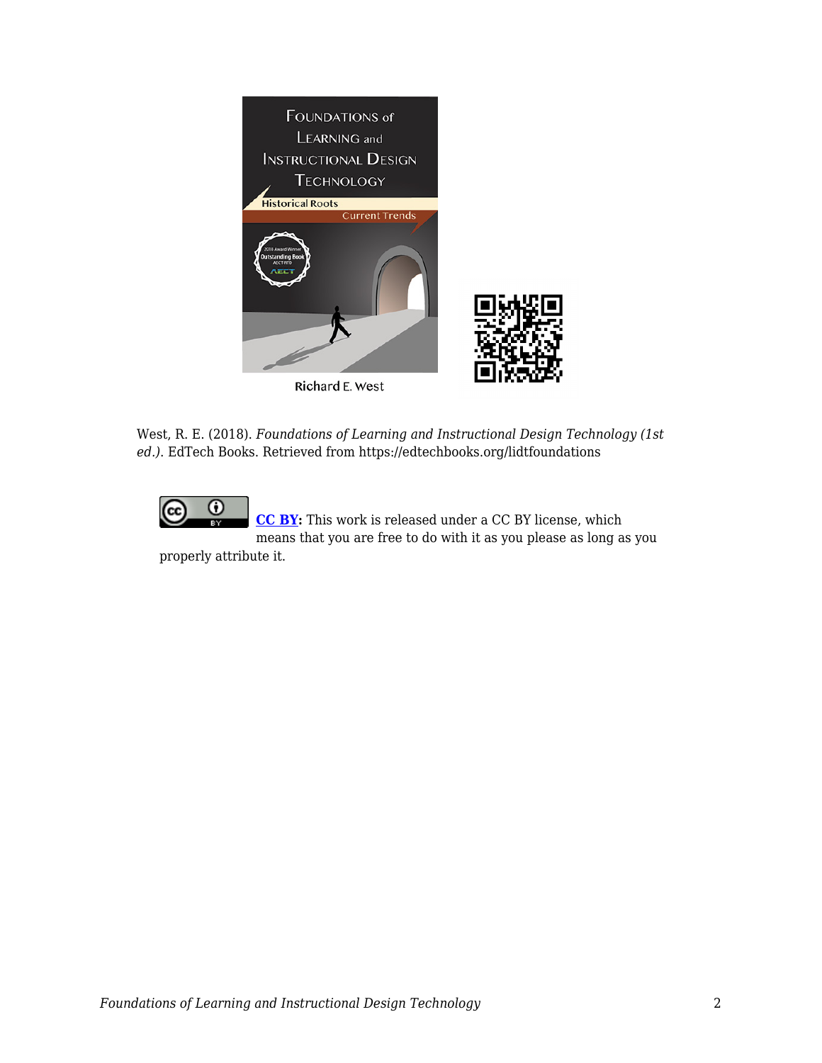West, R. E. (2018). *Foundations of Learning and Instructional Design Technology (1st ed.)*. EdTech Books. Retrieved from https://edtechbooks.org/lidtfoundations

**CC BY:** This work is released under a CC BY license, which means that you are free to do with it as you please as long as you properly attribute it.